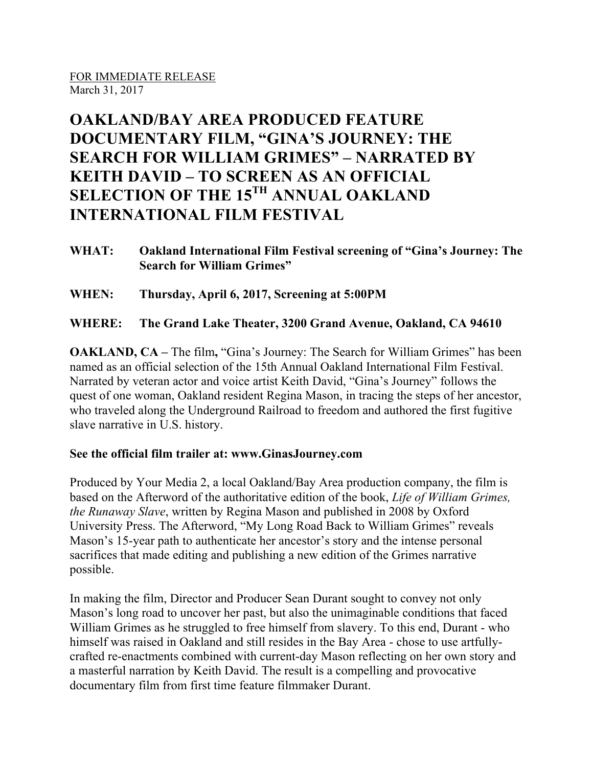<u>FOR IMMEDIATE RELEASE</u>
March 31, 2017

# OAKLAND/BAY AREA PRODUCED FEATURE DOCUMENTARY FILM, "GINA'S JOURNEY: THE SEARCH FOR WILLIAM GRIMES" – NARRATED BY KEITH DAVID – TO SCREEN AS AN OFFICIAL SELECTION OF THE 15TH ANNUAL OAKLAND INTERNATIONAL FILM FESTIVAL

**WHAT:** **Oakland International Film Festival screening of "Gina's Journey: The Search for William Grimes"**

**WHEN:** **Thursday, April 6, 2017, Screening at 5:00PM**

**WHERE:** **The Grand Lake Theater, 3200 Grand Avenue, Oakland, CA 94610**

**OAKLAND, CA –** The film**,** "Gina's Journey: The Search for William Grimes" has been named as an official selection of the 15th Annual Oakland International Film Festival. Narrated by veteran actor and voice artist Keith David, "Gina's Journey" follows the quest of one woman, Oakland resident Regina Mason, in tracing the steps of her ancestor, who traveled along the Underground Railroad to freedom and authored the first fugitive slave narrative in U.S. history.

**See the official film trailer at: www.GinasJourney.com**

Produced by Your Media 2, a local Oakland/Bay Area production company, the film is based on the Afterword of the authoritative edition of the book, *Life of William Grimes, the Runaway Slave*, written by Regina Mason and published in 2008 by Oxford University Press. The Afterword, "My Long Road Back to William Grimes" reveals Mason's 15-year path to authenticate her ancestor's story and the intense personal sacrifices that made editing and publishing a new edition of the Grimes narrative possible.

In making the film, Director and Producer Sean Durant sought to convey not only Mason's long road to uncover her past, but also the unimaginable conditions that faced William Grimes as he struggled to free himself from slavery. To this end, Durant - who himself was raised in Oakland and still resides in the Bay Area - chose to use artfully-crafted re-enactments combined with current-day Mason reflecting on her own story and a masterful narration by Keith David. The result is a compelling and provocative documentary film from first time feature filmmaker Durant.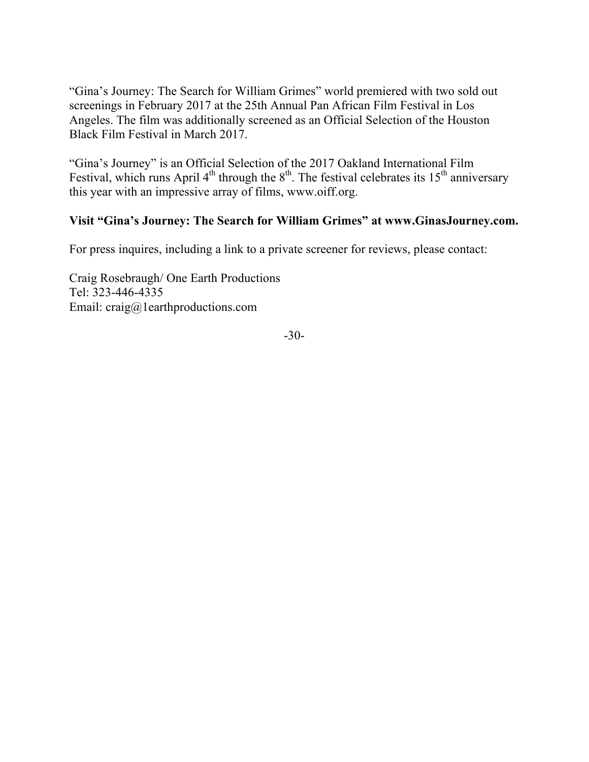"Gina's Journey: The Search for William Grimes" world premiered with two sold out screenings in February 2017 at the 25th Annual Pan African Film Festival in Los Angeles. The film was additionally screened as an Official Selection of the Houston Black Film Festival in March 2017.

"Gina's Journey" is an Official Selection of the 2017 Oakland International Film Festival, which runs April 4th through the 8th. The festival celebrates its 15th anniversary this year with an impressive array of films, www.oiff.org.

**Visit "Gina's Journey: The Search for William Grimes" at www.GinasJourney.com.**

For press inquires, including a link to a private screener for reviews, please contact:

Craig Rosebraugh/ One Earth Productions
Tel: 323-446-4335
Email: craig@1earthproductions.com

-30-